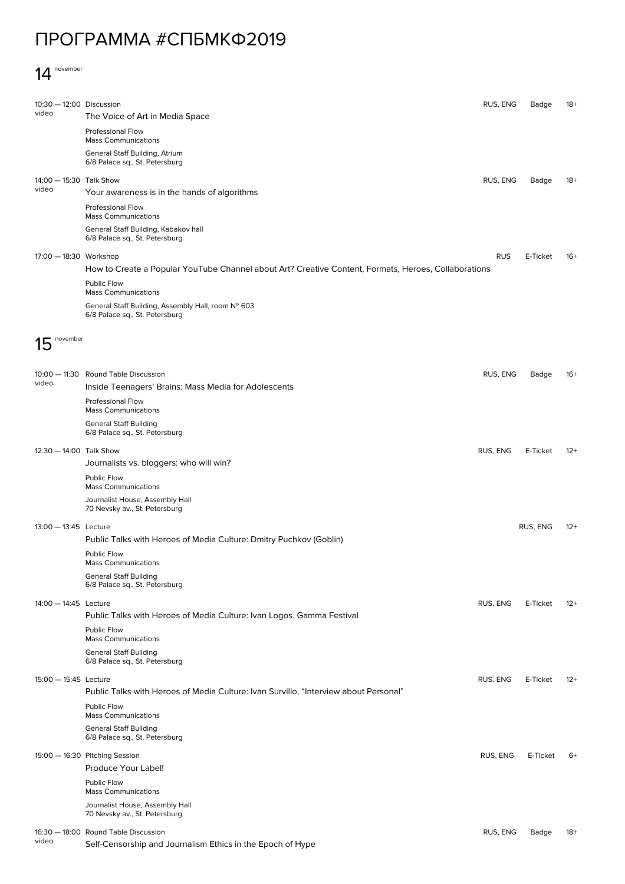# ПРОГРАММА #СПБМКФ2019

## 14 november

10:30 — 12:00 Discussion
video
**The Voice of Art in Media Space**
RUS, ENG | Badge | 18+

Professional Flow
Mass Communications

General Staff Building, Atrium
6/8 Palace sq., St. Petersburg

14:00 — 15:30 Talk Show
video
**Your awareness is in the hands of algorithms**
RUS, ENG | Badge | 18+

Professional Flow
Mass Communications

General Staff Building, Kabakov hall
6/8 Palace sq., St. Petersburg

17:00 — 18:30 Workshop
**How to Create a Popular YouTube Channel about Art? Creative Content, Formats, Heroes, Collaborations**
RUS | E-Ticket | 16+

Public Flow
Mass Communications

General Staff Building, Assembly Hall, room N° 603
6/8 Palace sq., St. Petersburg

## 15 november

10:00 — 11:30 Round Table Discussion
video
**Inside Teenagers' Brains: Mass Media for Adolescents**
RUS, ENG | Badge | 16+

Professional Flow
Mass Communications

General Staff Building
6/8 Palace sq., St. Petersburg

12:30 — 14:00 Talk Show
**Journalists vs. bloggers: who will win?**
RUS, ENG | E-Ticket | 12+

Public Flow
Mass Communications

Journalist House, Assembly Hall
70 Nevsky av., St. Petersburg

13:00 — 13:45 Lecture
**Public Talks with Heroes of Media Culture: Dmitry Puchkov (Goblin)**
RUS, ENG | 12+

Public Flow
Mass Communications

General Staff Building
6/8 Palace sq., St. Petersburg

14:00 — 14:45 Lecture
**Public Talks with Heroes of Media Culture: Ivan Logos, Gamma Festival**
RUS, ENG | E-Ticket | 12+

Public Flow
Mass Communications

General Staff Building
6/8 Palace sq., St. Petersburg

15:00 — 15:45 Lecture
**Public Talks with Heroes of Media Culture: Ivan Survillo, "Interview about Personal"**
RUS, ENG | E-Ticket | 12+

Public Flow
Mass Communications

General Staff Building
6/8 Palace sq., St. Petersburg

15:00 — 16:30 Pitching Session
**Produce Your Label!**
RUS, ENG | E-Ticket | 6+

Public Flow
Mass Communications

Journalist House, Assembly Hall
70 Nevsky av., St. Petersburg

16:30 — 18:00 Round Table Discussion
video
**Self-Censorship and Journalism Ethics in the Epoch of Hype**
RUS, ENG | Badge | 18+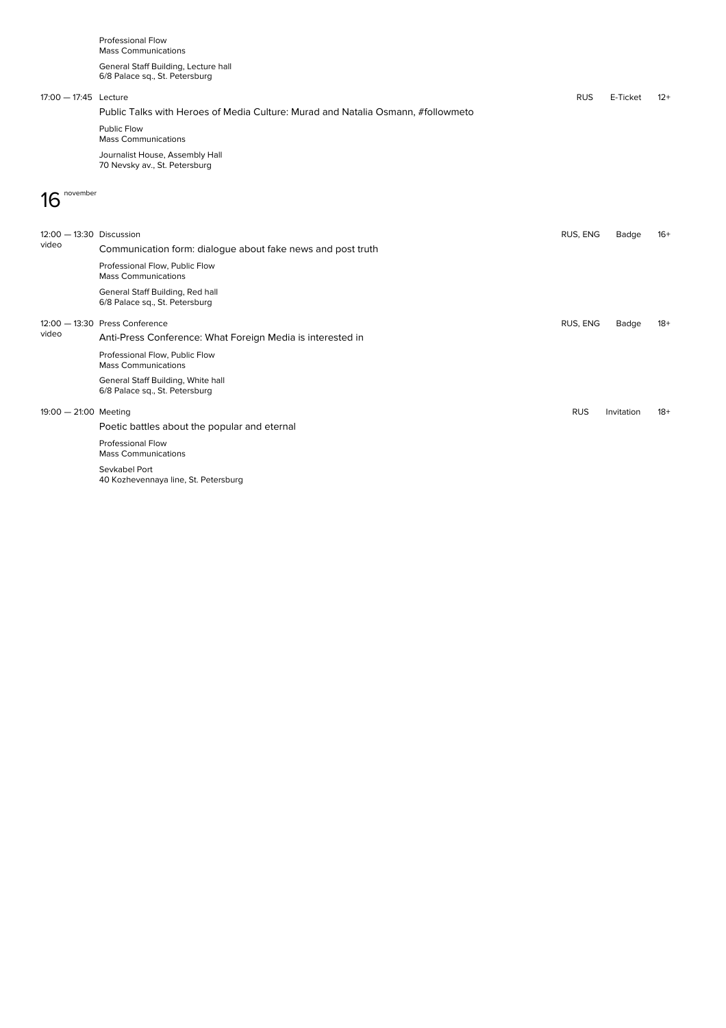Professional Flow
Mass Communications

General Staff Building, Lecture hall
6/8 Palace sq., St. Petersburg

17:00 — 17:45 Lecture — RUS — E-Ticket — 12+

Public Talks with Heroes of Media Culture: Murad and Natalia Osmann, #followmeto

Public Flow
Mass Communications

Journalist House, Assembly Hall
70 Nevsky av., St. Petersburg

## 16 november

12:00 — 13:30 Discussion — RUS, ENG — Badge — 16+
video

Communication form: dialogue about fake news and post truth

Professional Flow, Public Flow
Mass Communications

General Staff Building, Red hall
6/8 Palace sq., St. Petersburg

12:00 — 13:30 Press Conference — RUS, ENG — Badge — 18+
video

Anti-Press Conference: What Foreign Media is interested in

Professional Flow, Public Flow
Mass Communications

General Staff Building, White hall
6/8 Palace sq., St. Petersburg

19:00 — 21:00 Meeting — RUS — Invitation — 18+

Poetic battles about the popular and eternal

Professional Flow
Mass Communications

Sevkabel Port
40 Kozhevennaya line, St. Petersburg